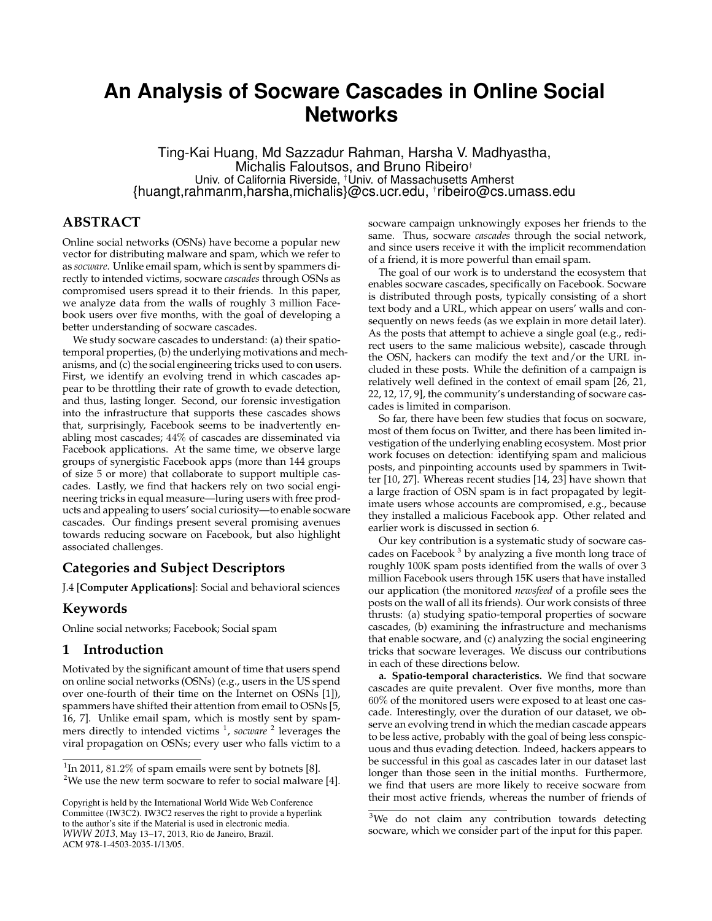# An Analysis of Socware Cascades in Online Social Networks

Ting-Kai Huang, Md Sazzadur Rahman, Harsha V. Madhyastha, Michalis Faloutsos, and Bruno Ribeiro[†]

Univ. of California Riverside, [†]Univ. of Massachusetts Amherst

{huangt,rahmanm,harsha,michalis}@cs.ucr.edu, [†]ribeiro@cs.umass.edu

## ABSTRACT

Online social networks (OSNs) have become a popular new vector for distributing malware and spam, which we refer to as *socware*. Unlike email spam, which is sent by spammers directly to intended victims, socware *cascades* through OSNs as compromised users spread it to their friends. In this paper, we analyze data from the walls of roughly 3 million Facebook users over five months, with the goal of developing a better understanding of socware cascades.

We study socware cascades to understand: (a) their spatio-temporal properties, (b) the underlying motivations and mechanisms, and (c) the social engineering tricks used to con users. First, we identify an evolving trend in which cascades appear to be throttling their rate of growth to evade detection, and thus, lasting longer. Second, our forensic investigation into the infrastructure that supports these cascades shows that, surprisingly, Facebook seems to be inadvertently enabling most cascades; 44% of cascades are disseminated via Facebook applications. At the same time, we observe large groups of synergistic Facebook apps (more than 144 groups of size 5 or more) that collaborate to support multiple cascades. Lastly, we find that hackers rely on two social engineering tricks in equal measure—luring users with free products and appealing to users' social curiosity—to enable socware cascades. Our findings present several promising avenues towards reducing socware on Facebook, but also highlight associated challenges.

### Categories and Subject Descriptors

J.4 [**Computer Applications**]: Social and behavioral sciences

### Keywords

Online social networks; Facebook; Social spam

## 1 Introduction

Motivated by the significant amount of time that users spend on online social networks (OSNs) (e.g., users in the US spend over one-fourth of their time on the Internet on OSNs [1]), spammers have shifted their attention from email to OSNs [5, 16, 7]. Unlike email spam, which is mostly sent by spammers directly to intended victims [1], *socware* [2] leverages the viral propagation on OSNs; every user who falls victim to a socware campaign unknowingly exposes her friends to the same. Thus, socware *cascades* through the social network, and since users receive it with the implicit recommendation of a friend, it is more powerful than email spam.

The goal of our work is to understand the ecosystem that enables socware cascades, specifically on Facebook. Socware is distributed through posts, typically consisting of a short text body and a URL, which appear on users' walls and consequently on news feeds (as we explain in more detail later). As the posts that attempt to achieve a single goal (e.g., redirect users to the same malicious website), cascade through the OSN, hackers can modify the text and/or the URL included in these posts. While the definition of a campaign is relatively well defined in the context of email spam [26, 21, 22, 12, 17, 9], the community's understanding of socware cascades is limited in comparison.

So far, there have been few studies that focus on socware, most of them focus on Twitter, and there has been limited investigation of the underlying enabling ecosystem. Most prior work focuses on detection: identifying spam and malicious posts, and pinpointing accounts used by spammers in Twitter [10, 27]. Whereas recent studies [14, 23] have shown that a large fraction of OSN spam is in fact propagated by legitimate users whose accounts are compromised, e.g., because they installed a malicious Facebook app. Other related and earlier work is discussed in section 6.

Our key contribution is a systematic study of socware cascades on Facebook [3] by analyzing a five month long trace of roughly 100K spam posts identified from the walls of over 3 million Facebook users through 15K users that have installed our application (the monitored *newsfeed* of a profile sees the posts on the wall of all its friends). Our work consists of three thrusts: (a) studying spatio-temporal properties of socware cascades, (b) examining the infrastructure and mechanisms that enable socware, and (c) analyzing the social engineering tricks that socware leverages. We discuss our contributions in each of these directions below.

**a. Spatio-temporal characteristics.** We find that socware cascades are quite prevalent. Over five months, more than 60% of the monitored users were exposed to at least one cascade. Interestingly, over the duration of our dataset, we observe an evolving trend in which the median cascade appears to be less active, probably with the goal of being less conspicuous and thus evading detection. Indeed, hackers appears to be successful in this goal as cascades later in our dataset last longer than those seen in the initial months. Furthermore, we find that users are more likely to receive socware from their most active friends, whereas the number of friends of

[1] In 2011, 81.2% of spam emails were sent by botnets [8].

[2] We use the new term socware to refer to social malware [4].

[3] We do not claim any contribution towards detecting socware, which we consider part of the input for this paper.

Copyright is held by the International World Wide Web Conference Committee (IW3C2). IW3C2 reserves the right to provide a hyperlink to the author's site if the Material is used in electronic media.
*WWW 2013*, May 13–17, 2013, Rio de Janeiro, Brazil.
ACM 978-1-4503-2035-1/13/05.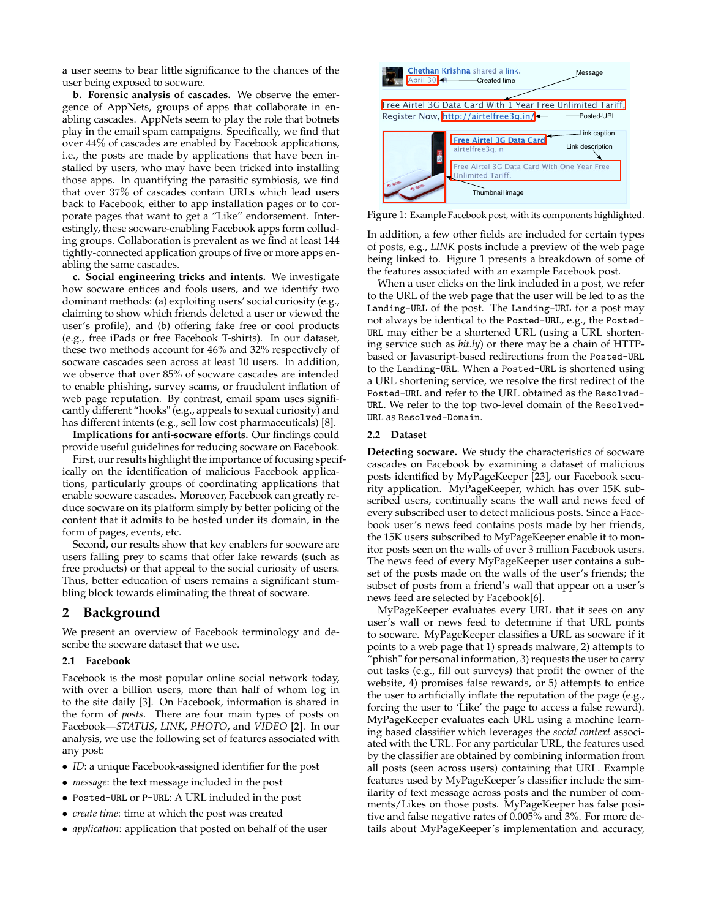a user seems to bear little significance to the chances of the user being exposed to socware.

**b. Forensic analysis of cascades.** We observe the emergence of AppNets, groups of apps that collaborate in enabling cascades. AppNets seem to play the role that botnets play in the email spam campaigns. Specifically, we find that over 44% of cascades are enabled by Facebook applications, i.e., the posts are made by applications that have been installed by users, who may have been tricked into installing those apps. In quantifying the parasitic symbiosis, we find that over 37% of cascades contain URLs which lead users back to Facebook, either to app installation pages or to corporate pages that want to get a "Like" endorsement. Interestingly, these socware-enabling Facebook apps form colluding groups. Collaboration is prevalent as we find at least 144 tightly-connected application groups of five or more apps enabling the same cascades.

**c. Social engineering tricks and intents.** We investigate how socware entices and fools users, and we identify two dominant methods: (a) exploiting users' social curiosity (e.g., claiming to show which friends deleted a user or viewed the user's profile), and (b) offering fake free or cool products (e.g., free iPads or free Facebook T-shirts). In our dataset, these two methods account for 46% and 32% respectively of socware cascades seen across at least 10 users. In addition, we observe that over 85% of socware cascades are intended to enable phishing, survey scams, or fraudulent inflation of web page reputation. By contrast, email spam uses significantly different "hooks" (e.g., appeals to sexual curiosity) and has different intents (e.g., sell low cost pharmaceuticals) [8].

**Implications for anti-socware efforts.** Our findings could provide useful guidelines for reducing socware on Facebook.

First, our results highlight the importance of focusing specifically on the identification of malicious Facebook applications, particularly groups of coordinating applications that enable socware cascades. Moreover, Facebook can greatly reduce socware on its platform simply by better policing of the content that it admits to be hosted under its domain, in the form of pages, events, etc.

Second, our results show that key enablers for socware are users falling prey to scams that offer fake rewards (such as free products) or that appeal to the social curiosity of users. Thus, better education of users remains a significant stumbling block towards eliminating the threat of socware.

## 2 Background

We present an overview of Facebook terminology and describe the socware dataset that we use.

### 2.1 Facebook

Facebook is the most popular online social network today, with over a billion users, more than half of whom log in to the site daily [3]. On Facebook, information is shared in the form of *posts*. There are four main types of posts on Facebook—*STATUS*, *LINK*, *PHOTO*, and *VIDEO* [2]. In our analysis, we use the following set of features associated with any post:

- *ID*: a unique Facebook-assigned identifier for the post
- *message*: the text message included in the post
- Posted-URL or P-URL: A URL included in the post
- *create time*: time at which the post was created
- *application*: application that posted on behalf of the user

Figure 1: Example Facebook post, with its components highlighted.

In addition, a few other fields are included for certain types of posts, e.g., *LINK* posts include a preview of the web page being linked to. Figure 1 presents a breakdown of some of the features associated with an example Facebook post.

When a user clicks on the link included in a post, we refer to the URL of the web page that the user will be led to as the Landing-URL of the post. The Landing-URL for a post may not always be identical to the Posted-URL, e.g., the Posted-URL may either be a shortened URL (using a URL shortening service such as *bit.ly*) or there may be a chain of HTTP-based or Javascript-based redirections from the Posted-URL to the Landing-URL. When a Posted-URL is shortened using a URL shortening service, we resolve the first redirect of the Posted-URL and refer to the URL obtained as the Resolved-URL. We refer to the top two-level domain of the Resolved-URL as Resolved-Domain.

### 2.2 Dataset

**Detecting socware.** We study the characteristics of socware cascades on Facebook by examining a dataset of malicious posts identified by MyPageKeeper [23], our Facebook security application. MyPageKeeper, which has over 15K subscribed users, continually scans the wall and news feed of every subscribed user to detect malicious posts. Since a Facebook user's news feed contains posts made by her friends, the 15K users subscribed to MyPageKeeper enable it to monitor posts seen on the walls of over 3 million Facebook users. The news feed of every MyPageKeeper user contains a subset of the posts made on the walls of the user's friends; the subset of posts from a friend's wall that appear on a user's news feed are selected by Facebook[6].

MyPageKeeper evaluates every URL that it sees on any user's wall or news feed to determine if that URL points to socware. MyPageKeeper classifies a URL as socware if it points to a web page that 1) spreads malware, 2) attempts to "phish" for personal information, 3) requests the user to carry out tasks (e.g., fill out surveys) that profit the owner of the website, 4) promises false rewards, or 5) attempts to entice the user to artificially inflate the reputation of the page (e.g., forcing the user to 'Like' the page to access a false reward). MyPageKeeper evaluates each URL using a machine learning based classifier which leverages the *social context* associated with the URL. For any particular URL, the features used by the classifier are obtained by combining information from all posts (seen across users) containing that URL. Example features used by MyPageKeeper's classifier include the similarity of text message across posts and the number of comments/Likes on those posts. MyPageKeeper has false positive and false negative rates of 0.005% and 3%. For more details about MyPageKeeper's implementation and accuracy,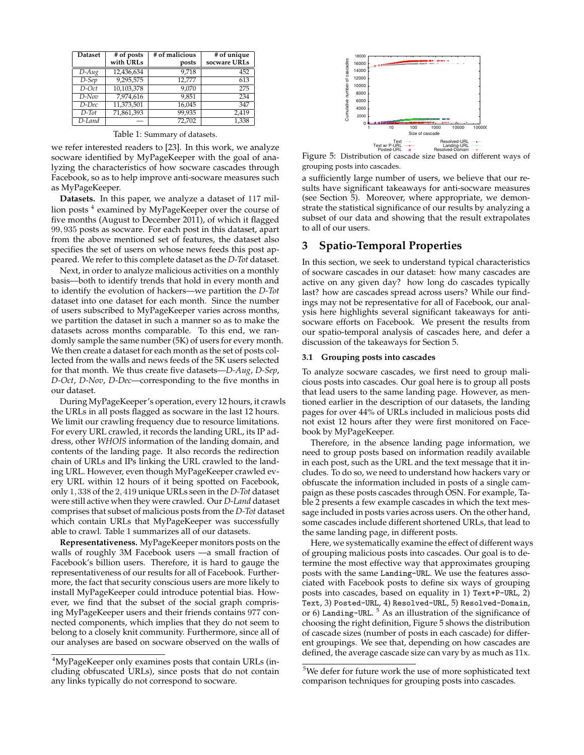| Dataset | # of posts with URLs | # of malicious posts | # of unique socware URLs |
|---|---|---|---|
| *D-Aug* | 12,436,634 | 9,718 | 452 |
| *D-Sep* | 9,295,575 | 12,777 | 613 |
| *D-Oct* | 10,103,378 | 9,070 | 275 |
| *D-Nov* | 7,974,616 | 9,851 | 234 |
| *D-Dec* | 11,373,501 | 16,045 | 347 |
| *D-Tot* | 71,861,393 | 99,935 | 2,419 |
| *D-Land* | — | 72,702 | 1,338 |

Table 1: Summary of datasets.

we refer interested readers to [23]. In this work, we analyze socware identified by MyPageKeeper with the goal of analyzing the characteristics of how socware cascades through Facebook, so as to help improve anti-socware measures such as MyPageKeeper.

**Datasets.** In this paper, we analyze a dataset of 117 million posts [4] examined by MyPageKeeper over the course of five months (August to December 2011), of which it flagged 99,935 posts as socware. For each post in this dataset, apart from the above mentioned set of features, the dataset also specifies the set of users on whose news feeds this post appeared. We refer to this complete dataset as the *D-Tot* dataset.

Next, in order to analyze malicious activities on a monthly basis—both to identify trends that hold in every month and to identify the evolution of hackers—we partition the *D-Tot* dataset into one dataset for each month. Since the number of users subscribed to MyPageKeeper varies across months, we partition the dataset in such a manner so as to make the datasets across months comparable. To this end, we randomly sample the same number (5K) of users for every month. We then create a dataset for each month as the set of posts collected from the walls and news feeds of the 5K users selected for that month. We thus create five datasets—*D-Aug*, *D-Sep*, *D-Oct*, *D-Nov*, *D-Dec*—corresponding to the five months in our dataset.

During MyPageKeeper's operation, every 12 hours, it crawls the URLs in all posts flagged as socware in the last 12 hours. We limit our crawling frequency due to resource limitations. For every URL crawled, it records the landing URL, its IP address, other *WHOIS* information of the landing domain, and contents of the landing page. It also records the redirection chain of URLs and IPs linking the URL crawled to the landing URL. However, even though MyPageKeeper crawled every URL within 12 hours of it being spotted on Facebook, only 1,338 of the 2,419 unique URLs seen in the *D-Tot* dataset were still active when they were crawled. Our *D-Land* dataset comprises that subset of malicious posts from the *D-Tot* dataset which contain URLs that MyPageKeeper was successfully able to crawl. Table 1 summarizes all of our datasets.

**Representativeness.** MyPageKeeper monitors posts on the walls of roughly 3M Facebook users —a small fraction of Facebook's billion users. Therefore, it is hard to gauge the representativeness of our results for all of Facebook. Furthermore, the fact that security conscious users are more likely to install MyPageKeeper could introduce potential bias. However, we find that the subset of the social graph comprising MyPageKeeper users and their friends contains 977 connected components, which implies that they do not seem to belong to a closely knit community. Furthermore, since all of our analyses are based on socware observed on the walls of a sufficiently large number of users, we believe that our results have significant takeaways for anti-socware measures (see Section 5). Moreover, where appropriate, we demonstrate the statistical significance of our results by analyzing a subset of our data and showing that the result extrapolates to all of our users.

[4] MyPageKeeper only examines posts that contain URLs (including obfuscated URLs), since posts that do not contain any links typically do not correspond to socware.

Figure 5: Distribution of cascade size based on different ways of grouping posts into cascades.

# 3 Spatio-Temporal Properties

In this section, we seek to understand typical characteristics of socware cascades in our dataset: how many cascades are active on any given day? how long do cascades typically last? how are cascades spread across users? While our findings may not be representative for all of Facebook, our analysis here highlights several significant takeaways for anti-socware efforts on Facebook. We present the results from our spatio-temporal analysis of cascades here, and defer a discussion of the takeaways for Section 5.

### 3.1 Grouping posts into cascades

To analyze socware cascades, we first need to group malicious posts into cascades. Our goal here is to group all posts that lead users to the same landing page. However, as mentioned earlier in the description of our datasets, the landing pages for over 44% of URLs included in malicious posts did not exist 12 hours after they were first monitored on Facebook by MyPageKeeper.

Therefore, in the absence landing page information, we need to group posts based on information readily available in each post, such as the URL and the text message that it includes. To do so, we need to understand how hackers vary or obfuscate the information included in posts of a single campaign as these posts cascades through OSN. For example, Table 2 presents a few example cascades in which the text message included in posts varies across users. On the other hand, some cascades include different shortened URLs, that lead to the same landing page, in different posts.

Here, we systematically examine the effect of different ways of grouping malicious posts into cascades. Our goal is to determine the most effective way that approximates grouping posts with the same `Landing-URL`. We use the features associated with Facebook posts to define six ways of grouping posts into cascades, based on equality in 1) `Text+P-URL`, 2) `Text`, 3) `Posted-URL`, 4) `Resolved-URL`, 5) `Resolved-Domain`, or 6) `Landing-URL`. [5] As an illustration of the significance of choosing the right definition, Figure 5 shows the distribution of cascade sizes (number of posts in each cascade) for different groupings. We see that, depending on how cascades are defined, the average cascade size can vary by as much as 11x.

[5] We defer for future work the use of more sophisticated text comparison techniques for grouping posts into cascades.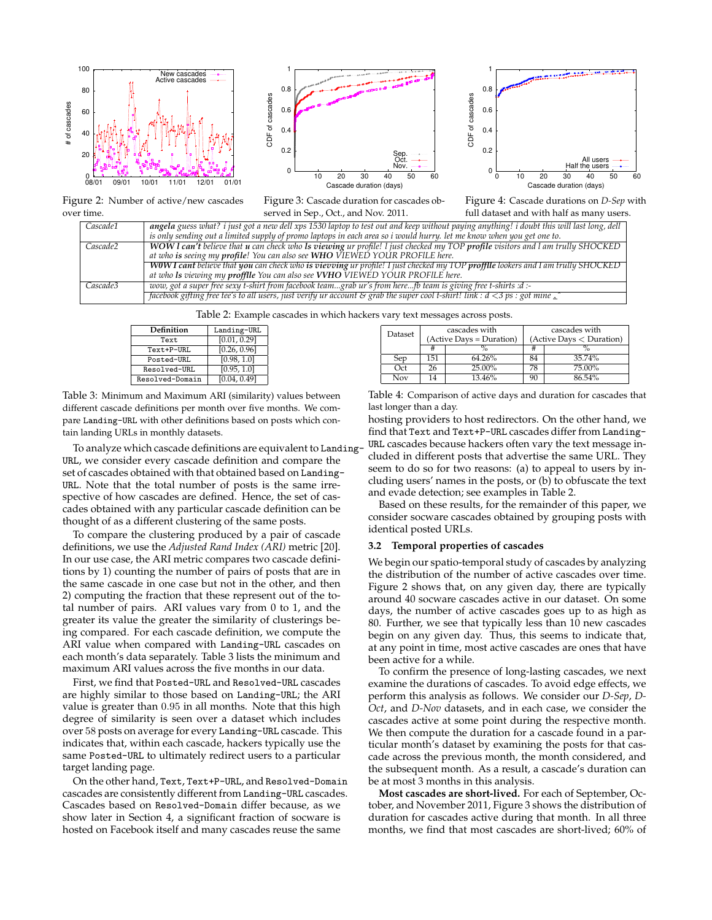Figure 2: Number of active/new cascades over time.

Figure 3: Cascade duration for cascades observed in Sep., Oct., and Nov. 2011.

Figure 4: Cascade durations on *D-Sep* with full dataset and with half as many users.

| | |
|---|---|
| *Cascade1* | ***angela*** *guess what? i just got a new dell xps 1530 laptop to test out and keep without paying anything! i doubt this will last long, dell is only sending out a limited supply of promo laptops in each area so i would hurry. let me know when you get one to.* |
| *Cascade2* | ***WOW I can't*** *believe that* ***u*** *can check who* ***Is viewing*** *ur profile! I just checked my TOP* ***profile*** *visitors and I am trully SHOCKED at who* ***is*** *seeing my* ***profile****! You can also see* ***WHO*** *VIEWED YOUR PROFILE here.* |
| | ***W0W I cant*** *believe that* ***you*** *can check who* ***is vievving*** *ur profile! I just checked my TOP* ***proffile*** *lookers and I am trully SHOCKED at who* ***Is*** *viewing my* ***proffile*** *You can also see* ***VVHO*** *VIEWED YOUR PROFILE here.* |
| *Cascade3* | *wow, got a super free sexy t-shirt from facebook team...grab ur's from here...fb team is giving free t-shirts :d :-* |
| | *facebook gifting free tee's to all users, just verify ur account & grab the super cool t-shirt! link : d <3 ps : got mine ^_^* |

Table 2: Example cascades in which hackers vary text messages across posts.

| Definition | Landing-URL |
|---|---|
| Text | [0.01, 0.29] |
| Text+P-URL | [0.26, 0.96] |
| Posted-URL | [0.98, 1.0] |
| Resolved-URL | [0.95, 1.0] |
| Resolved-Domain | [0.04, 0.49] |

Table 3: Minimum and Maximum ARI (similarity) values between different cascade definitions per month over five months. We compare Landing-URL with other definitions based on posts which contain landing URLs in monthly datasets.

To analyze which cascade definitions are equivalent to Landing-URL, we consider every cascade definition and compare the set of cascades obtained with that obtained based on Landing-URL. Note that the total number of posts is the same irrespective of how cascades are defined. Hence, the set of cascades obtained with any particular cascade definition can be thought of as a different clustering of the same posts.

To compare the clustering produced by a pair of cascade definitions, we use the *Adjusted Rand Index (ARI)* metric [20]. In our use case, the ARI metric compares two cascade definitions by 1) counting the number of pairs of posts that are in the same cascade in one case but not in the other, and then 2) computing the fraction that these represent out of the total number of pairs. ARI values vary from 0 to 1, and the greater its value the greater the similarity of clusterings being compared. For each cascade definition, we compute the ARI value when compared with Landing-URL cascades on each month's data separately. Table 3 lists the minimum and maximum ARI values across the five months in our data.

First, we find that Posted-URL and Resolved-URL cascades are highly similar to those based on Landing-URL; the ARI value is greater than 0.95 in all months. Note that this high degree of similarity is seen over a dataset which includes over 58 posts on average for every Landing-URL cascade. This indicates that, within each cascade, hackers typically use the same Posted-URL to ultimately redirect users to a particular target landing page.

On the other hand, Text, Text+P-URL, and Resolved-Domain cascades are consistently different from Landing-URL cascades. Cascades based on Resolved-Domain differ because, as we show later in Section 4, a significant fraction of socware is hosted on Facebook itself and many cascades reuse the same

| Dataset | cascades with (Active Days = Duration) | | cascades with (Active Days < Duration) | |
|---|---|---|---|---|
| | # | % | # | % |
| Sep | 151 | 64.26% | 84 | 35.74% |
| Oct | 26 | 25.00% | 78 | 75.00% |
| Nov | 14 | 13.46% | 90 | 86.54% |

Table 4: Comparison of active days and duration for cascades that last longer than a day.

hosting providers to host redirectors. On the other hand, we find that Text and Text+P-URL cascades differ from Landing-URL cascades because hackers often vary the text message included in different posts that advertise the same URL. They seem to do so for two reasons: (a) to appeal to users by including users' names in the posts, or (b) to obfuscate the text and evade detection; see examples in Table 2.

Based on these results, for the remainder of this paper, we consider socware cascades obtained by grouping posts with identical posted URLs.

### 3.2 Temporal properties of cascades

We begin our spatio-temporal study of cascades by analyzing the distribution of the number of active cascades over time. Figure 2 shows that, on any given day, there are typically around 40 socware cascades active in our dataset. On some days, the number of active cascades goes up to as high as 80. Further, we see that typically less than 10 new cascades begin on any given day. Thus, this seems to indicate that, at any point in time, most active cascades are ones that have been active for a while.

To confirm the presence of long-lasting cascades, we next examine the durations of cascades. To avoid edge effects, we perform this analysis as follows. We consider our *D-Sep*, *D-Oct*, and *D-Nov* datasets, and in each case, we consider the cascades active at some point during the respective month. We then compute the duration for a cascade found in a particular month's dataset by examining the posts for that cascade across the previous month, the month considered, and the subsequent month. As a result, a cascade's duration can be at most 3 months in this analysis.

**Most cascades are short-lived.** For each of September, October, and November 2011, Figure 3 shows the distribution of duration for cascades active during that month. In all three months, we find that most cascades are short-lived; 60% of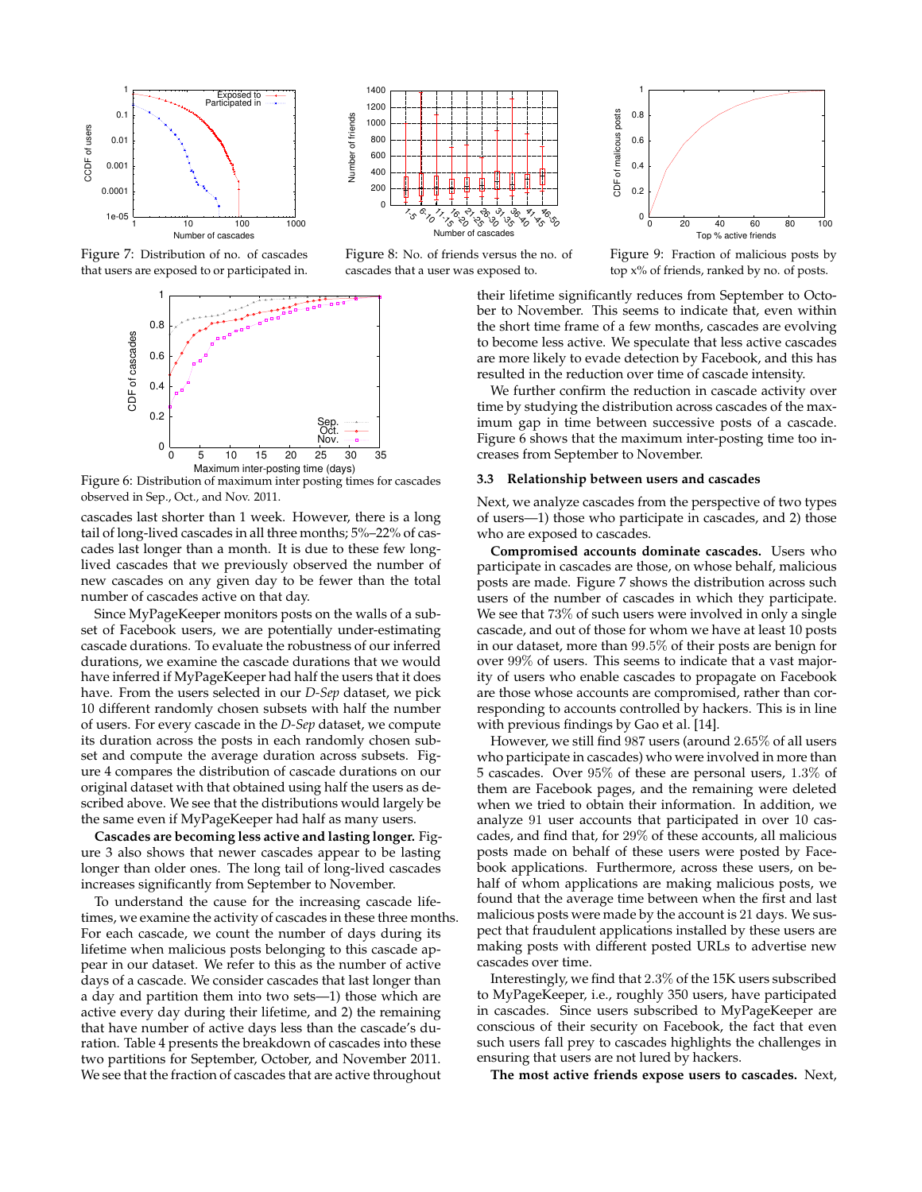Figure 7: Distribution of no. of cascades that users are exposed to or participated in.

Figure 8: No. of friends versus the no. of cascades that a user was exposed to.

Figure 9: Fraction of malicious posts by top x% of friends, ranked by no. of posts.

Figure 6: Distribution of maximum inter posting times for cascades observed in Sep., Oct., and Nov. 2011.

cascades last shorter than 1 week. However, there is a long tail of long-lived cascades in all three months; 5%–22% of cascades last longer than a month. It is due to these few long-lived cascades that we previously observed the number of new cascades on any given day to be fewer than the total number of cascades active on that day.

Since MyPageKeeper monitors posts on the walls of a subset of Facebook users, we are potentially under-estimating cascade durations. To evaluate the robustness of our inferred durations, we examine the cascade durations that we would have inferred if MyPageKeeper had half the users that it does have. From the users selected in our *D-Sep* dataset, we pick 10 different randomly chosen subsets with half the number of users. For every cascade in the *D-Sep* dataset, we compute its duration across the posts in each randomly chosen subset and compute the average duration across subsets. Figure 4 compares the distribution of cascade durations on our original dataset with that obtained using half the users as described above. We see that the distributions would largely be the same even if MyPageKeeper had half as many users.

**Cascades are becoming less active and lasting longer.** Figure 3 also shows that newer cascades appear to be lasting longer than older ones. The long tail of long-lived cascades increases significantly from September to November.

To understand the cause for the increasing cascade lifetimes, we examine the activity of cascades in these three months. For each cascade, we count the number of days during its lifetime when malicious posts belonging to this cascade appear in our dataset. We refer to this as the number of active days of a cascade. We consider cascades that last longer than a day and partition them into two sets—1) those which are active every day during their lifetime, and 2) the remaining that have number of active days less than the cascade's duration. Table 4 presents the breakdown of cascades into these two partitions for September, October, and November 2011. We see that the fraction of cascades that are active throughout their lifetime significantly reduces from September to October to November. This seems to indicate that, even within the short time frame of a few months, cascades are evolving to become less active. We speculate that less active cascades are more likely to evade detection by Facebook, and this has resulted in the reduction over time of cascade intensity.

We further confirm the reduction in cascade activity over time by studying the distribution across cascades of the maximum gap in time between successive posts of a cascade. Figure 6 shows that the maximum inter-posting time too increases from September to November.

### 3.3 Relationship between users and cascades

Next, we analyze cascades from the perspective of two types of users—1) those who participate in cascades, and 2) those who are exposed to cascades.

**Compromised accounts dominate cascades.** Users who participate in cascades are those, on whose behalf, malicious posts are made. Figure 7 shows the distribution across such users of the number of cascades in which they participate. We see that 73% of such users were involved in only a single cascade, and out of those for whom we have at least 10 posts in our dataset, more than 99.5% of their posts are benign for over 99% of users. This seems to indicate that a vast majority of users who enable cascades to propagate on Facebook are those whose accounts are compromised, rather than corresponding to accounts controlled by hackers. This is in line with previous findings by Gao et al. [14].

However, we still find 987 users (around 2.65% of all users who participate in cascades) who were involved in more than 5 cascades. Over 95% of these are personal users, 1.3% of them are Facebook pages, and the remaining were deleted when we tried to obtain their information. In addition, we analyze 91 user accounts that participated in over 10 cascades, and find that, for 29% of these accounts, all malicious posts made on behalf of these users were posted by Facebook applications. Furthermore, across these users, on behalf of whom applications are making malicious posts, we found that the average time between when the first and last malicious posts were made by the account is 21 days. We suspect that fraudulent applications installed by these users are making posts with different posted URLs to advertise new cascades over time.

Interestingly, we find that 2.3% of the 15K users subscribed to MyPageKeeper, i.e., roughly 350 users, have participated in cascades. Since users subscribed to MyPageKeeper are conscious of their security on Facebook, the fact that even such users fall prey to cascades highlights the challenges in ensuring that users are not lured by hackers.

**The most active friends expose users to cascades.** Next,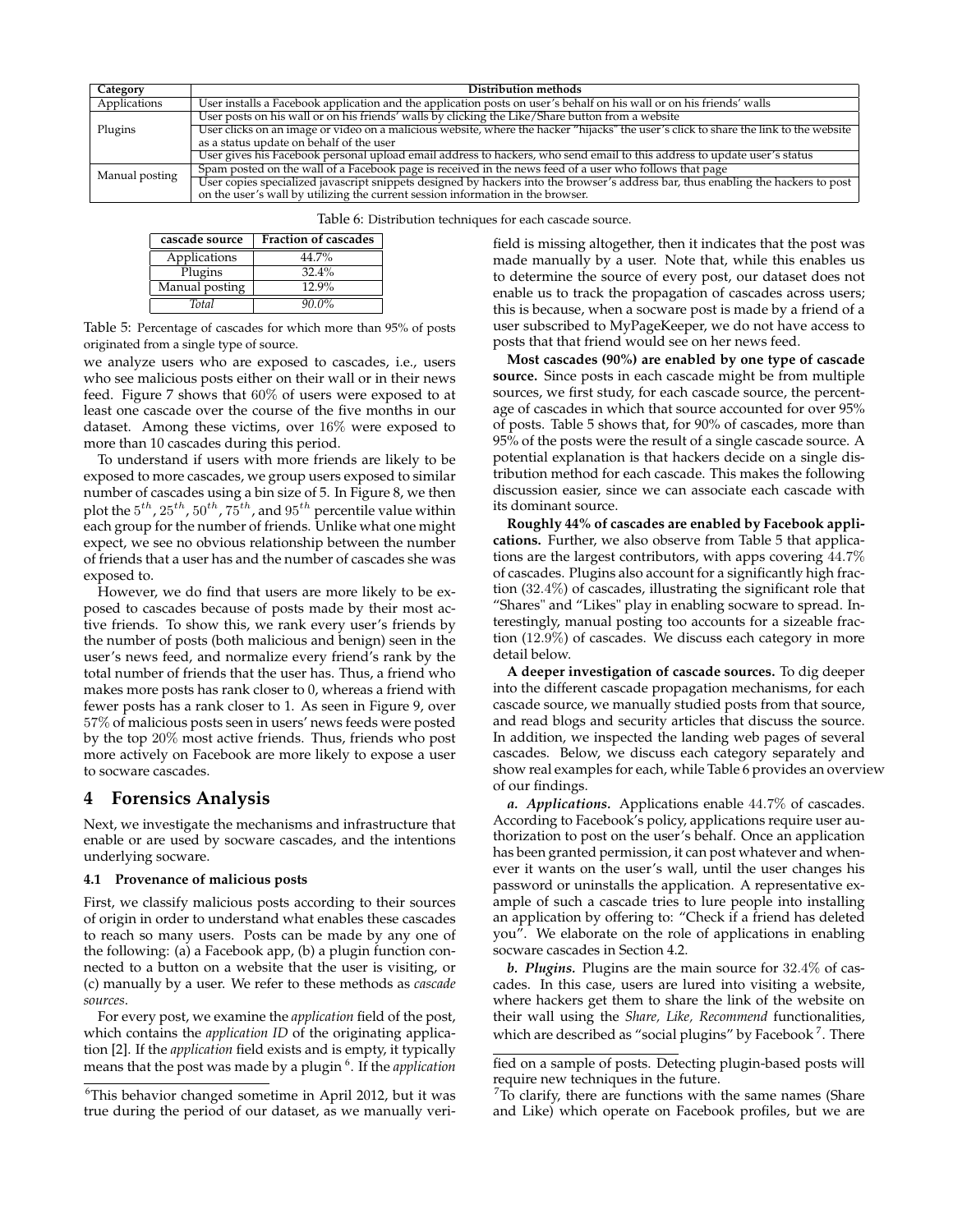| Category | Distribution methods |
|---|---|
| Applications | User installs a Facebook application and the application posts on user's behalf on his wall or on his friends' walls |
| Plugins | User posts on his wall or on his friends' walls by clicking the Like/Share button from a website |
| | User clicks on an image or video on a malicious website, where the hacker "hijacks" the user's click to share the link to the website as a status update on behalf of the user |
| | User gives his Facebook personal upload email address to hackers, who send email to this address to update user's status |
| Manual posting | Spam posted on the wall of a Facebook page is received in the news feed of a user who follows that page |
| | User copies specialized javascript snippets designed by hackers into the browser's address bar, thus enabling the hackers to post on the user's wall by utilizing the current session information in the browser. |

Table 6: Distribution techniques for each cascade source.

| cascade source | Fraction of cascades |
|---|---|
| Applications | 44.7% |
| Plugins | 32.4% |
| Manual posting | 12.9% |
| *Total* | *90.0%* |

Table 5: Percentage of cascades for which more than 95% of posts originated from a single type of source.

we analyze users who are exposed to cascades, i.e., users who see malicious posts either on their wall or in their news feed. Figure 7 shows that 60% of users were exposed to at least one cascade over the course of the five months in our dataset. Among these victims, over 16% were exposed to more than 10 cascades during this period.

To understand if users with more friends are likely to be exposed to more cascades, we group users exposed to similar number of cascades using a bin size of 5. In Figure 8, we then plot the $5^{th}$, $25^{th}$, $50^{th}$, $75^{th}$, and $95^{th}$ percentile value within each group for the number of friends. Unlike what one might expect, we see no obvious relationship between the number of friends that a user has and the number of cascades she was exposed to.

However, we do find that users are more likely to be exposed to cascades because of posts made by their most active friends. To show this, we rank every user's friends by the number of posts (both malicious and benign) seen in the user's news feed, and normalize every friend's rank by the total number of friends that the user has. Thus, a friend who makes more posts has rank closer to 0, whereas a friend with fewer posts has a rank closer to 1. As seen in Figure 9, over 57% of malicious posts seen in users' news feeds were posted by the top 20% most active friends. Thus, friends who post more actively on Facebook are more likely to expose a user to socware cascades.

# 4 Forensics Analysis

Next, we investigate the mechanisms and infrastructure that enable or are used by socware cascades, and the intentions underlying socware.

### 4.1 Provenance of malicious posts

First, we classify malicious posts according to their sources of origin in order to understand what enables these cascades to reach so many users. Posts can be made by any one of the following: (a) a Facebook app, (b) a plugin function connected to a button on a website that the user is visiting, or (c) manually by a user. We refer to these methods as *cascade sources*.

For every post, we examine the *application* field of the post, which contains the *application ID* of the originating application [2]. If the *application* field exists and is empty, it typically means that the post was made by a plugin [6]. If the *application* field is missing altogether, then it indicates that the post was made manually by a user. Note that, while this enables us to determine the source of every post, our dataset does not enable us to track the propagation of cascades across users; this is because, when a socware post is made by a friend of a user subscribed to MyPageKeeper, we do not have access to posts that that friend would see on her news feed.

**Most cascades (90%) are enabled by one type of cascade source.** Since posts in each cascade might be from multiple sources, we first study, for each cascade source, the percentage of cascades in which that source accounted for over 95% of posts. Table 5 shows that, for 90% of cascades, more than 95% of the posts were the result of a single cascade source. A potential explanation is that hackers decide on a single distribution method for each cascade. This makes the following discussion easier, since we can associate each cascade with its dominant source.

**Roughly 44% of cascades are enabled by Facebook applications.** Further, we also observe from Table 5 that applications are the largest contributors, with apps covering 44.7% of cascades. Plugins also account for a significantly high fraction (32.4%) of cascades, illustrating the significant role that "Shares" and "Likes" play in enabling socware to spread. Interestingly, manual posting too accounts for a sizeable fraction (12.9%) of cascades. We discuss each category in more detail below.

**A deeper investigation of cascade sources.** To dig deeper into the different cascade propagation mechanisms, for each cascade source, we manually studied posts from that source, and read blogs and security articles that discuss the source. In addition, we inspected the landing web pages of several cascades. Below, we discuss each category separately and show real examples for each, while Table 6 provides an overview of our findings.

***a. Applications.*** Applications enable 44.7% of cascades. According to Facebook's policy, applications require user authorization to post on the user's behalf. Once an application has been granted permission, it can post whatever and whenever it wants on the user's wall, until the user changes his password or uninstalls the application. A representative example of such a cascade tries to lure people into installing an application by offering to: "Check if a friend has deleted you". We elaborate on the role of applications in enabling socware cascades in Section 4.2.

***b. Plugins.*** Plugins are the main source for 32.4% of cascades. In this case, users are lured into visiting a website, where hackers get them to share the link of the website on their wall using the *Share, Like, Recommend* functionalities, which are described as "social plugins" by Facebook [7]. There

[6] This behavior changed sometime in April 2012, but it was true during the period of our dataset, as we manually verified on a sample of posts. Detecting plugin-based posts will require new techniques in the future.

[7] To clarify, there are functions with the same names (Share and Like) which operate on Facebook profiles, but we are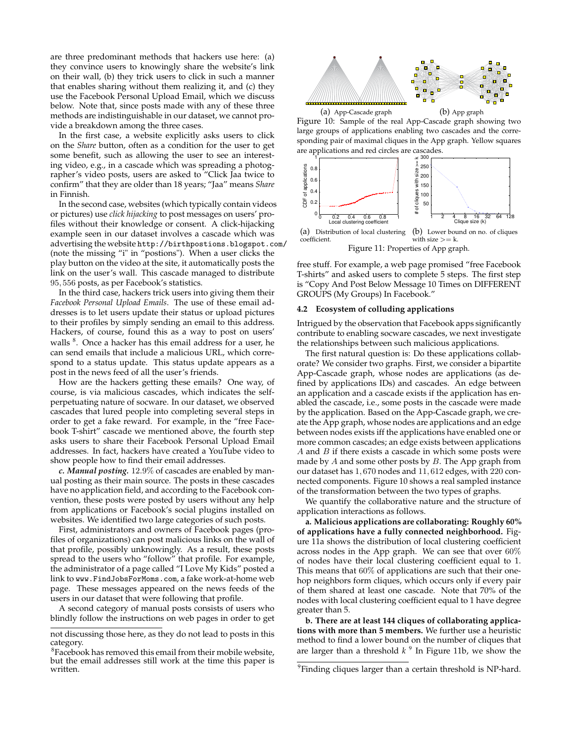are three predominant methods that hackers use here: (a) they convince users to knowingly share the website's link on their wall, (b) they trick users to click in such a manner that enables sharing without them realizing it, and (c) they use the Facebook Personal Upload Email, which we discuss below. Note that, since posts made with any of these three methods are indistinguishable in our dataset, we cannot provide a breakdown among the three cases.

In the first case, a website explicitly asks users to click on the *Share* button, often as a condition for the user to get some benefit, such as allowing the user to see an interesting video, e.g., in a cascade which was spreading a photographer's video posts, users are asked to "Click Jaa twice to confirm" that they are older than 18 years; "Jaa" means *Share* in Finnish.

In the second case, websites (which typically contain videos or pictures) use *click hijacking* to post messages on users' profiles without their knowledge or consent. A click-hijacking example seen in our dataset involves a cascade which was advertising the website `http://birthpostions.blogspot.com/` (note the missing "i" in "postions"). When a user clicks the play button on the video at the site, it automatically posts the link on the user's wall. This cascade managed to distribute 95,556 posts, as per Facebook's statistics.

In the third case, hackers trick users into giving them their *Facebook Personal Upload Emails*. The use of these email addresses is to let users update their status or upload pictures to their profiles by simply sending an email to this address. Hackers, of course, found this as a way to post on users' walls [8]. Once a hacker has this email address for a user, he can send emails that include a malicious URL, which correspond to a status update. This status update appears as a post in the news feed of all the user's friends.

How are the hackers getting these emails? One way, of course, is via malicious cascades, which indicates the self-perpetuating nature of socware. In our dataset, we observed cascades that lured people into completing several steps in order to get a fake reward. For example, in the "free Facebook T-shirt" cascade we mentioned above, the fourth step asks users to share their Facebook Personal Upload Email addresses. In fact, hackers have created a YouTube video to show people how to find their email addresses.

***c. Manual posting.*** 12.9% of cascades are enabled by manual posting as their main source. The posts in these cascades have no application field, and according to the Facebook convention, these posts were posted by users without any help from applications or Facebook's social plugins installed on websites. We identified two large categories of such posts.

First, administrators and owners of Facebook pages (profiles of organizations) can post malicious links on the wall of that profile, possibly unknowingly. As a result, these posts spread to the users who "follow" that profile. For example, the administrator of a page called "I Love My Kids" posted a link to `www.FindJobsForMoms.com`, a fake work-at-home web page. These messages appeared on the news feeds of the users in our dataset that were following that profile.

A second category of manual posts consists of users who blindly follow the instructions on web pages in order to get free stuff. For example, a web page promised "free Facebook T-shirts" and asked users to complete 5 steps. The first step is "Copy And Post Below Message 10 Times on DIFFERENT GROUPS (My Groups) In Facebook."

not discussing those here, as they do not lead to posts in this category.

[8] Facebook has removed this email from their mobile website, but the email addresses still work at the time this paper is written.

(a) App-Cascade graph (b) App graph

Figure 10: Sample of the real App-Cascade graph showing two large groups of applications enabling two cascades and the corresponding pair of maximal cliques in the App graph. Yellow squares are applications and red circles are cascades.

(a) Distribution of local clustering coefficient. (b) Lower bound on no. of cliques with size >= k.

Figure 11: Properties of App graph.

### 4.2 Ecosystem of colluding applications

Intrigued by the observation that Facebook apps significantly contribute to enabling socware cascades, we next investigate the relationships between such malicious applications.

The first natural question is: Do these applications collaborate? We consider two graphs. First, we consider a bipartite App-Cascade graph, whose nodes are applications (as defined by applications IDs) and cascades. An edge between an application and a cascade exists if the application has enabled the cascade, i.e., some posts in the cascade were made by the application. Based on the App-Cascade graph, we create the App graph, whose nodes are applications and an edge between nodes exists iff the applications have enabled one or more common cascades; an edge exists between applications $A$ and $B$ if there exists a cascade in which some posts were made by $A$ and some other posts by $B$. The App graph from our dataset has 1,670 nodes and 11,612 edges, with 220 connected components. Figure 10 shows a real sampled instance of the transformation between the two types of graphs.

We quantify the collaborative nature and the structure of application interactions as follows.

**a. Malicious applications are collaborating: Roughly 60% of applications have a fully connected neighborhood.** Figure 11a shows the distribution of local clustering coefficient across nodes in the App graph. We can see that over 60% of nodes have their local clustering coefficient equal to 1. This means that 60% of applications are such that their one-hop neighbors form cliques, which occurs only if every pair of them shared at least one cascade. Note that 70% of the nodes with local clustering coefficient equal to 1 have degree greater than 5.

**b. There are at least 144 cliques of collaborating applications with more than 5 members.** We further use a heuristic method to find a lower bound on the number of cliques that are larger than a threshold $k$ [9] In Figure 11b, we show the

[9] Finding cliques larger than a certain threshold is NP-hard.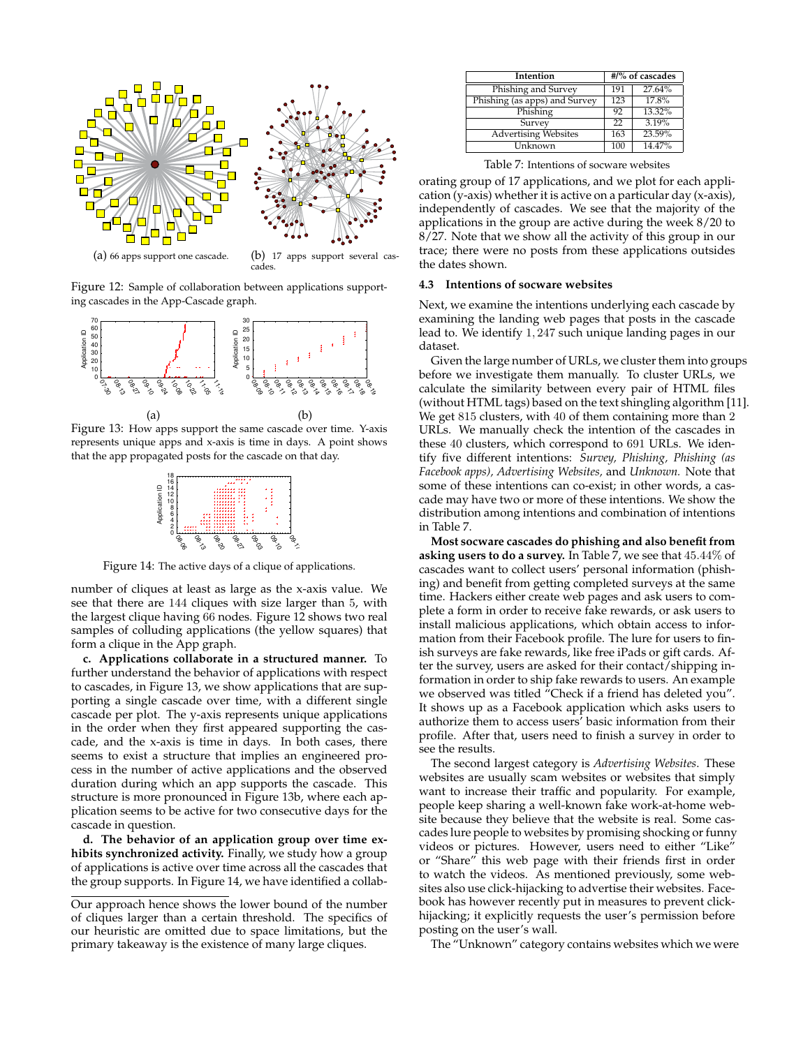(a) 66 apps support one cascade.

(b) 17 apps support several cascades.

Figure 12: Sample of collaboration between applications supporting cascades in the App-Cascade graph.

(a)

(b)

Figure 13: How apps support the same cascade over time. Y-axis represents unique apps and x-axis is time in days. A point shows that the app propagated posts for the cascade on that day.

Figure 14: The active days of a clique of applications.

number of cliques at least as large as the x-axis value. We see that there are 144 cliques with size larger than 5, with the largest clique having 66 nodes. Figure 12 shows two real samples of colluding applications (the yellow squares) that form a clique in the App graph.

**c. Applications collaborate in a structured manner.** To further understand the behavior of applications with respect to cascades, in Figure 13, we show applications that are supporting a single cascade over time, with a different single cascade per plot. The y-axis represents unique applications in the order when they first appeared supporting the cascade, and the x-axis is time in days. In both cases, there seems to exist a structure that implies an engineered process in the number of active applications and the observed duration during which an app supports the cascade. This structure is more pronounced in Figure 13b, where each application seems to be active for two consecutive days for the cascade in question.

**d. The behavior of an application group over time exhibits synchronized activity.** Finally, we study how a group of applications is active over time across all the cascades that the group supports. In Figure 14, we have identified a collaborating group of 17 applications, and we plot for each application (y-axis) whether it is active on a particular day (x-axis), independently of cascades. We see that the majority of the applications in the group are active during the week 8/20 to 8/27. Note that we show all the activity of this group in our trace; there were no posts from these applications outsides the dates shown.

Our approach hence shows the lower bound of the number of cliques larger than a certain threshold. The specifics of our heuristic are omitted due to space limitations, but the primary takeaway is the existence of many large cliques.

| Intention | #/% of cascades | |
|---|---|---|
| Phishing and Survey | 191 | 27.64% |
| Phishing (as apps) and Survey | 123 | 17.8% |
| Phishing | 92 | 13.32% |
| Survey | 22 | 3.19% |
| Advertising Websites | 163 | 23.59% |
| Unknown | 100 | 14.47% |

Table 7: Intentions of socware websites

### 4.3 Intentions of socware websites

Next, we examine the intentions underlying each cascade by examining the landing web pages that posts in the cascade lead to. We identify 1,247 such unique landing pages in our dataset.

Given the large number of URLs, we cluster them into groups before we investigate them manually. To cluster URLs, we calculate the similarity between every pair of HTML files (without HTML tags) based on the text shingling algorithm [11]. We get 815 clusters, with 40 of them containing more than 2 URLs. We manually check the intention of the cascades in these 40 clusters, which correspond to 691 URLs. We identify five different intentions: *Survey, Phishing, Phishing (as Facebook apps), Advertising Websites,* and *Unknown.* Note that some of these intentions can co-exist; in other words, a cascade may have two or more of these intentions. We show the distribution among intentions and combination of intentions in Table 7.

**Most socware cascades do phishing and also benefit from asking users to do a survey.** In Table 7, we see that 45.44% of cascades want to collect users' personal information (phishing) and benefit from getting completed surveys at the same time. Hackers either create web pages and ask users to complete a form in order to receive fake rewards, or ask users to install malicious applications, which obtain access to information from their Facebook profile. The lure for users to finish surveys are fake rewards, like free iPads or gift cards. After the survey, users are asked for their contact/shipping information in order to ship fake rewards to users. An example we observed was titled "Check if a friend has deleted you". It shows up as a Facebook application which asks users to authorize them to access users' basic information from their profile. After that, users need to finish a survey in order to see the results.

The second largest category is *Advertising Websites*. These websites are usually scam websites or websites that simply want to increase their traffic and popularity. For example, people keep sharing a well-known fake work-at-home website because they believe that the website is real. Some cascades lure people to websites by promising shocking or funny videos or pictures. However, users need to either "Like" or "Share" this web page with their friends first in order to watch the videos. As mentioned previously, some websites also use click-hijacking to advertise their websites. Facebook has however recently put in measures to prevent click-hijacking; it explicitly requests the user's permission before posting on the user's wall.

The "Unknown" category contains websites which we were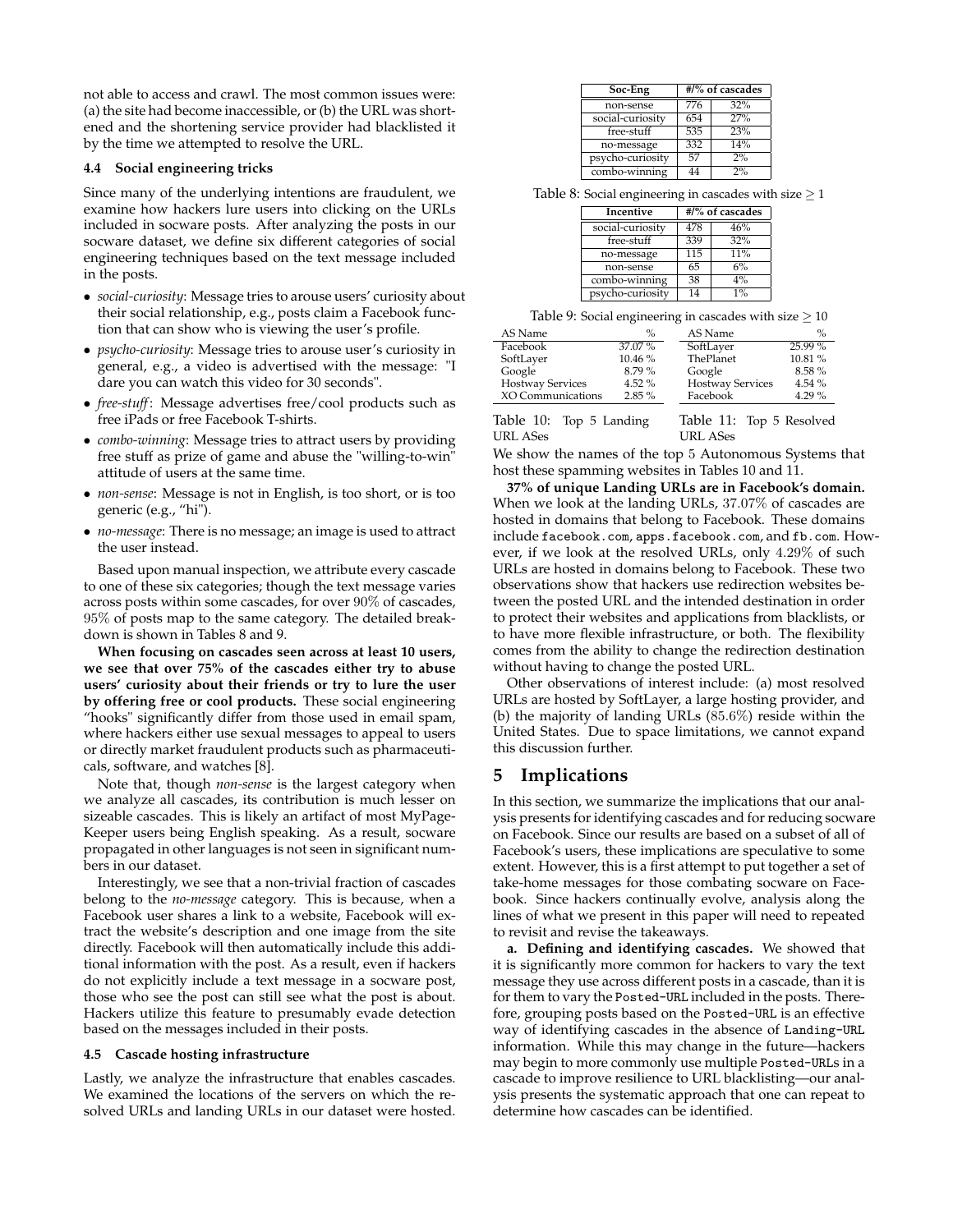not able to access and crawl. The most common issues were: (a) the site had become inaccessible, or (b) the URL was shortened and the shortening service provider had blacklisted it by the time we attempted to resolve the URL.

### 4.4 Social engineering tricks

Since many of the underlying intentions are fraudulent, we examine how hackers lure users into clicking on the URLs included in socware posts. After analyzing the posts in our socware dataset, we define six different categories of social engineering techniques based on the text message included in the posts.

- *social-curiosity*: Message tries to arouse users' curiosity about their social relationship, e.g., posts claim a Facebook function that can show who is viewing the user's profile.
- *psycho-curiosity*: Message tries to arouse user's curiosity in general, e.g., a video is advertised with the message: "I dare you can watch this video for 30 seconds".
- *free-stuff*: Message advertises free/cool products such as free iPads or free Facebook T-shirts.
- *combo-winning*: Message tries to attract users by providing free stuff as prize of game and abuse the "willing-to-win" attitude of users at the same time.
- *non-sense*: Message is not in English, is too short, or is too generic (e.g., "hi").
- *no-message*: There is no message; an image is used to attract the user instead.

Based upon manual inspection, we attribute every cascade to one of these six categories; though the text message varies across posts within some cascades, for over 90% of cascades, 95% of posts map to the same category. The detailed breakdown is shown in Tables 8 and 9.

**When focusing on cascades seen across at least 10 users, we see that over 75% of the cascades either try to abuse users' curiosity about their friends or try to lure the user by offering free or cool products.** These social engineering "hooks" significantly differ from those used in email spam, where hackers either use sexual messages to appeal to users or directly market fraudulent products such as pharmaceuticals, software, and watches [8].

Note that, though *non-sense* is the largest category when we analyze all cascades, its contribution is much lesser on sizeable cascades. This is likely an artifact of most MyPageKeeper users being English speaking. As a result, socware propagated in other languages is not seen in significant numbers in our dataset.

Interestingly, we see that a non-trivial fraction of cascades belong to the *no-message* category. This is because, when a Facebook user shares a link to a website, Facebook will extract the website's description and one image from the site directly. Facebook will then automatically include this additional information with the post. As a result, even if hackers do not explicitly include a text message in a socware post, those who see the post can still see what the post is about. Hackers utilize this feature to presumably evade detection based on the messages included in their posts.

### 4.5 Cascade hosting infrastructure

Lastly, we analyze the infrastructure that enables cascades. We examined the locations of the servers on which the resolved URLs and landing URLs in our dataset were hosted.

| Soc-Eng | #/% of cascades | |
|---|---|---|
| non-sense | 776 | 32% |
| social-curiosity | 654 | 27% |
| free-stuff | 535 | 23% |
| no-message | 332 | 14% |
| psycho-curiosity | 57 | 2% |
| combo-winning | 44 | 2% |

Table 8: Social engineering in cascades with size $\geq 1$

| Incentive | #/% of cascades | |
|---|---|---|
| social-curiosity | 478 | 46% |
| free-stuff | 339 | 32% |
| no-message | 115 | 11% |
| non-sense | 65 | 6% |
| combo-winning | 38 | 4% |
| psycho-curiosity | 14 | 1% |

Table 9: Social engineering in cascades with size $\geq 10$

| AS Name | % |
|---|---|
| Facebook | 37.07 % |
| SoftLayer | 10.46 % |
| Google | 8.79 % |
| Hostway Services | 4.52 % |
| XO Communications | 2.85 % |

Table 10: Top 5 Landing URL ASes

| AS Name | % |
|---|---|
| SoftLayer | 25.99 % |
| ThePlanet | 10.81 % |
| Google | 8.58 % |
| Hostway Services | 4.54 % |
| Facebook | 4.29 % |

Table 11: Top 5 Resolved URL ASes

We show the names of the top 5 Autonomous Systems that host these spamming websites in Tables 10 and 11.

**37% of unique Landing URLs are in Facebook's domain.** When we look at the landing URLs, 37.07% of cascades are hosted in domains that belong to Facebook. These domains include `facebook.com`, `apps.facebook.com`, and `fb.com`. However, if we look at the resolved URLs, only 4.29% of such URLs are hosted in domains belong to Facebook. These two observations show that hackers use redirection websites between the posted URL and the intended destination in order to protect their websites and applications from blacklists, or to have more flexible infrastructure, or both. The flexibility comes from the ability to change the redirection destination without having to change the posted URL.

Other observations of interest include: (a) most resolved URLs are hosted by SoftLayer, a large hosting provider, and (b) the majority of landing URLs (85.6%) reside within the United States. Due to space limitations, we cannot expand this discussion further.

## 5 Implications

In this section, we summarize the implications that our analysis presents for identifying cascades and for reducing socware on Facebook. Since our results are based on a subset of all of Facebook's users, these implications are speculative to some extent. However, this is a first attempt to put together a set of take-home messages for those combating socware on Facebook. Since hackers continually evolve, analysis along the lines of what we present in this paper will need to repeated to revisit and revise the takeaways.

**a. Defining and identifying cascades.** We showed that it is significantly more common for hackers to vary the text message they use across different posts in a cascade, than it is for them to vary the `Posted-URL` included in the posts. Therefore, grouping posts based on the `Posted-URL` is an effective way of identifying cascades in the absence of `Landing-URL` information. While this may change in the future—hackers may begin to more commonly use multiple `Posted-URL`s in a cascade to improve resilience to URL blacklisting—our analysis presents the systematic approach that one can repeat to determine how cascades can be identified.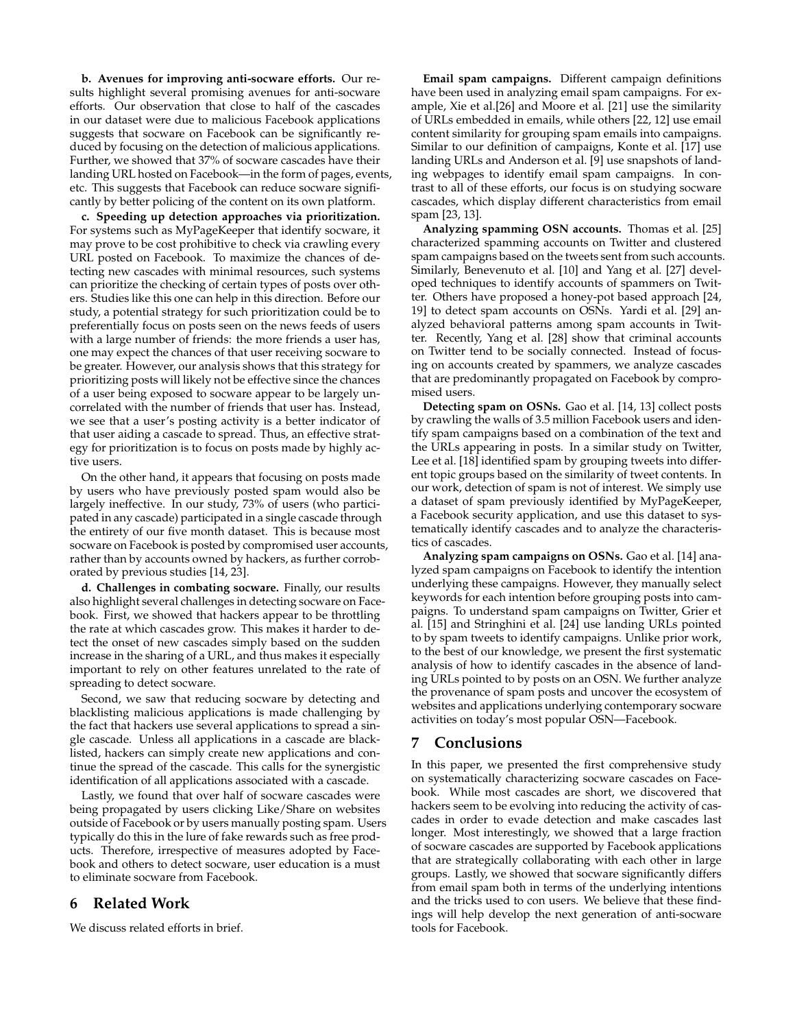**b. Avenues for improving anti-socware efforts.** Our results highlight several promising avenues for anti-socware efforts. Our observation that close to half of the cascades in our dataset were due to malicious Facebook applications suggests that socware on Facebook can be significantly reduced by focusing on the detection of malicious applications. Further, we showed that 37% of socware cascades have their landing URL hosted on Facebook—in the form of pages, events, etc. This suggests that Facebook can reduce socware significantly by better policing of the content on its own platform.

**c. Speeding up detection approaches via prioritization.** For systems such as MyPageKeeper that identify socware, it may prove to be cost prohibitive to check via crawling every URL posted on Facebook. To maximize the chances of detecting new cascades with minimal resources, such systems can prioritize the checking of certain types of posts over others. Studies like this one can help in this direction. Before our study, a potential strategy for such prioritization could be to preferentially focus on posts seen on the news feeds of users with a large number of friends: the more friends a user has, one may expect the chances of that user receiving socware to be greater. However, our analysis shows that this strategy for prioritizing posts will likely not be effective since the chances of a user being exposed to socware appear to be largely uncorrelated with the number of friends that user has. Instead, we see that a user's posting activity is a better indicator of that user aiding a cascade to spread. Thus, an effective strategy for prioritization is to focus on posts made by highly active users.

On the other hand, it appears that focusing on posts made by users who have previously posted spam would also be largely ineffective. In our study, 73% of users (who participated in any cascade) participated in a single cascade through the entirety of our five month dataset. This is because most socware on Facebook is posted by compromised user accounts, rather than by accounts owned by hackers, as further corroborated by previous studies [14, 23].

**d. Challenges in combating socware.** Finally, our results also highlight several challenges in detecting socware on Facebook. First, we showed that hackers appear to be throttling the rate at which cascades grow. This makes it harder to detect the onset of new cascades simply based on the sudden increase in the sharing of a URL, and thus makes it especially important to rely on other features unrelated to the rate of spreading to detect socware.

Second, we saw that reducing socware by detecting and blacklisting malicious applications is made challenging by the fact that hackers use several applications to spread a single cascade. Unless all applications in a cascade are blacklisted, hackers can simply create new applications and continue the spread of the cascade. This calls for the synergistic identification of all applications associated with a cascade.

Lastly, we found that over half of socware cascades were being propagated by users clicking Like/Share on websites outside of Facebook or by users manually posting spam. Users typically do this in the lure of fake rewards such as free products. Therefore, irrespective of measures adopted by Facebook and others to detect socware, user education is a must to eliminate socware from Facebook.

## 6 Related Work

We discuss related efforts in brief.

**Email spam campaigns.** Different campaign definitions have been used in analyzing email spam campaigns. For example, Xie et al.[26] and Moore et al. [21] use the similarity of URLs embedded in emails, while others [22, 12] use email content similarity for grouping spam emails into campaigns. Similar to our definition of campaigns, Konte et al. [17] use landing URLs and Anderson et al. [9] use snapshots of landing webpages to identify email spam campaigns. In contrast to all of these efforts, our focus is on studying socware cascades, which display different characteristics from email spam [23, 13].

**Analyzing spamming OSN accounts.** Thomas et al. [25] characterized spamming accounts on Twitter and clustered spam campaigns based on the tweets sent from such accounts. Similarly, Benevenuto et al. [10] and Yang et al. [27] developed techniques to identify accounts of spammers on Twitter. Others have proposed a honey-pot based approach [24, 19] to detect spam accounts on OSNs. Yardi et al. [29] analyzed behavioral patterns among spam accounts in Twitter. Recently, Yang et al. [28] show that criminal accounts on Twitter tend to be socially connected. Instead of focusing on accounts created by spammers, we analyze cascades that are predominantly propagated on Facebook by compromised users.

**Detecting spam on OSNs.** Gao et al. [14, 13] collect posts by crawling the walls of 3.5 million Facebook users and identify spam campaigns based on a combination of the text and the URLs appearing in posts. In a similar study on Twitter, Lee et al. [18] identified spam by grouping tweets into different topic groups based on the similarity of tweet contents. In our work, detection of spam is not of interest. We simply use a dataset of spam previously identified by MyPageKeeper, a Facebook security application, and use this dataset to systematically identify cascades and to analyze the characteristics of cascades.

**Analyzing spam campaigns on OSNs.** Gao et al. [14] analyzed spam campaigns on Facebook to identify the intention underlying these campaigns. However, they manually select keywords for each intention before grouping posts into campaigns. To understand spam campaigns on Twitter, Grier et al. [15] and Stringhini et al. [24] use landing URLs pointed to by spam tweets to identify campaigns. Unlike prior work, to the best of our knowledge, we present the first systematic analysis of how to identify cascades in the absence of landing URLs pointed to by posts on an OSN. We further analyze the provenance of spam posts and uncover the ecosystem of websites and applications underlying contemporary socware activities on today's most popular OSN—Facebook.

## 7 Conclusions

In this paper, we presented the first comprehensive study on systematically characterizing socware cascades on Facebook. While most cascades are short, we discovered that hackers seem to be evolving into reducing the activity of cascades in order to evade detection and make cascades last longer. Most interestingly, we showed that a large fraction of socware cascades are supported by Facebook applications that are strategically collaborating with each other in large groups. Lastly, we showed that socware significantly differs from email spam both in terms of the underlying intentions and the tricks used to con users. We believe that these findings will help develop the next generation of anti-socware tools for Facebook.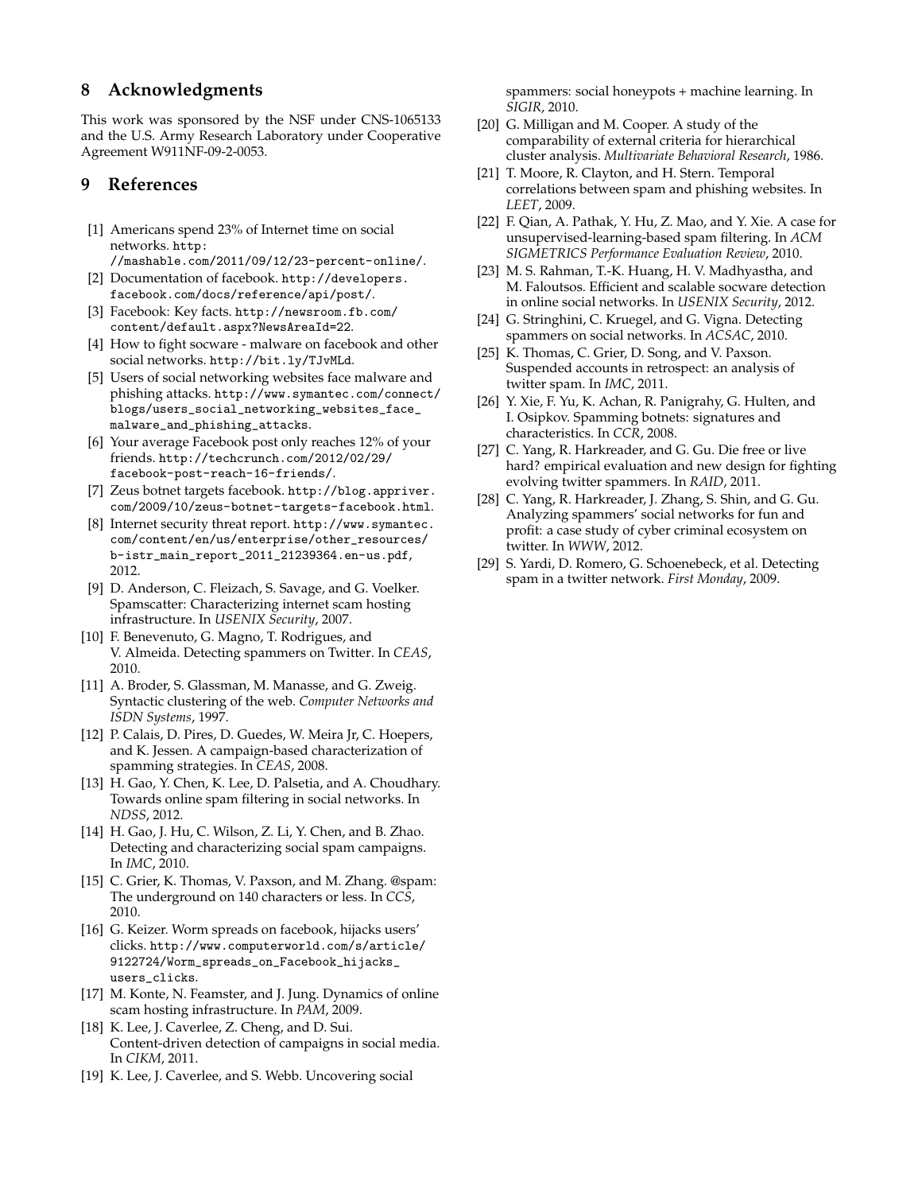## 8 Acknowledgments

This work was sponsored by the NSF under CNS-1065133 and the U.S. Army Research Laboratory under Cooperative Agreement W911NF-09-2-0053.

## 9 References

[1] Americans spend 23% of Internet time on social networks. http://mashable.com/2011/09/12/23-percent-online/.

[2] Documentation of facebook. http://developers.facebook.com/docs/reference/api/post/.

[3] Facebook: Key facts. http://newsroom.fb.com/content/default.aspx?NewsAreaId=22.

[4] How to fight socware - malware on facebook and other social networks. http://bit.ly/TJvMLd.

[5] Users of social networking websites face malware and phishing attacks. http://www.symantec.com/connect/blogs/users_social_networking_websites_face_malware_and_phishing_attacks.

[6] Your average Facebook post only reaches 12% of your friends. http://techcrunch.com/2012/02/29/facebook-post-reach-16-friends/.

[7] Zeus botnet targets facebook. http://blog.appriver.com/2009/10/zeus-botnet-targets-facebook.html.

[8] Internet security threat report. http://www.symantec.com/content/en/us/enterprise/other_resources/b-istr_main_report_2011_21239364.en-us.pdf, 2012.

[9] D. Anderson, C. Fleizach, S. Savage, and G. Voelker. Spamscatter: Characterizing internet scam hosting infrastructure. In *USENIX Security*, 2007.

[10] F. Benevenuto, G. Magno, T. Rodrigues, and V. Almeida. Detecting spammers on Twitter. In *CEAS*, 2010.

[11] A. Broder, S. Glassman, M. Manasse, and G. Zweig. Syntactic clustering of the web. *Computer Networks and ISDN Systems*, 1997.

[12] P. Calais, D. Pires, D. Guedes, W. Meira Jr, C. Hoepers, and K. Jessen. A campaign-based characterization of spamming strategies. In *CEAS*, 2008.

[13] H. Gao, Y. Chen, K. Lee, D. Palsetia, and A. Choudhary. Towards online spam filtering in social networks. In *NDSS*, 2012.

[14] H. Gao, J. Hu, C. Wilson, Z. Li, Y. Chen, and B. Zhao. Detecting and characterizing social spam campaigns. In *IMC*, 2010.

[15] C. Grier, K. Thomas, V. Paxson, and M. Zhang. @spam: The underground on 140 characters or less. In *CCS*, 2010.

[16] G. Keizer. Worm spreads on facebook, hijacks users' clicks. http://www.computerworld.com/s/article/9122724/Worm_spreads_on_Facebook_hijacks_users_clicks.

[17] M. Konte, N. Feamster, and J. Jung. Dynamics of online scam hosting infrastructure. In *PAM*, 2009.

[18] K. Lee, J. Caverlee, Z. Cheng, and D. Sui. Content-driven detection of campaigns in social media. In *CIKM*, 2011.

[19] K. Lee, J. Caverlee, and S. Webb. Uncovering social spammers: social honeypots + machine learning. In *SIGIR*, 2010.

[20] G. Milligan and M. Cooper. A study of the comparability of external criteria for hierarchical cluster analysis. *Multivariate Behavioral Research*, 1986.

[21] T. Moore, R. Clayton, and H. Stern. Temporal correlations between spam and phishing websites. In *LEET*, 2009.

[22] F. Qian, A. Pathak, Y. Hu, Z. Mao, and Y. Xie. A case for unsupervised-learning-based spam filtering. In *ACM SIGMETRICS Performance Evaluation Review*, 2010.

[23] M. S. Rahman, T.-K. Huang, H. V. Madhyastha, and M. Faloutsos. Efficient and scalable socware detection in online social networks. In *USENIX Security*, 2012.

[24] G. Stringhini, C. Kruegel, and G. Vigna. Detecting spammers on social networks. In *ACSAC*, 2010.

[25] K. Thomas, C. Grier, D. Song, and V. Paxson. Suspended accounts in retrospect: an analysis of twitter spam. In *IMC*, 2011.

[26] Y. Xie, F. Yu, K. Achan, R. Panigrahy, G. Hulten, and I. Osipkov. Spamming botnets: signatures and characteristics. In *CCR*, 2008.

[27] C. Yang, R. Harkreader, and G. Gu. Die free or live hard? empirical evaluation and new design for fighting evolving twitter spammers. In *RAID*, 2011.

[28] C. Yang, R. Harkreader, J. Zhang, S. Shin, and G. Gu. Analyzing spammers' social networks for fun and profit: a case study of cyber criminal ecosystem on twitter. In *WWW*, 2012.

[29] S. Yardi, D. Romero, G. Schoenebeck, et al. Detecting spam in a twitter network. *First Monday*, 2009.